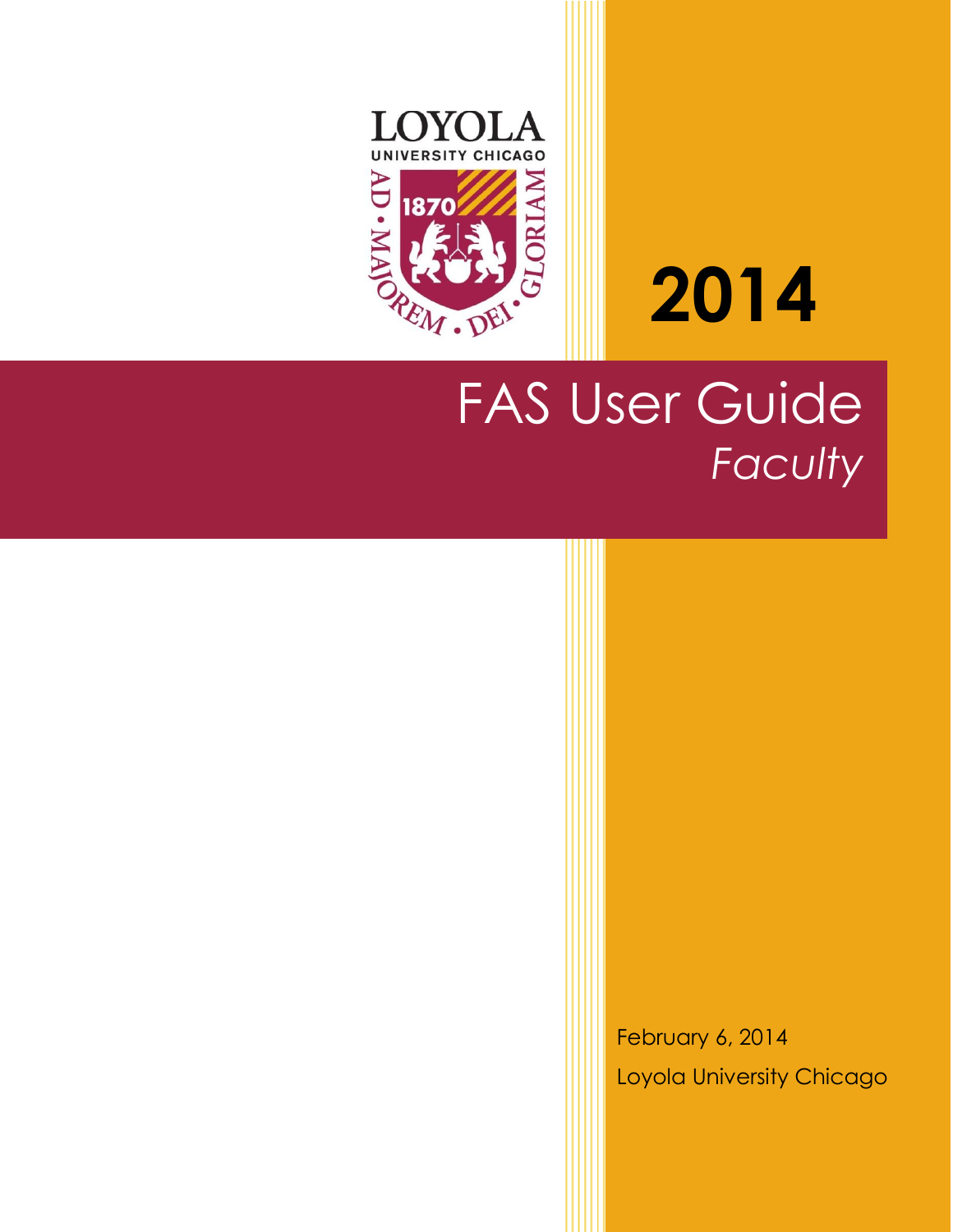LOYOLA
UNIVERSITY CHICAGO

# 2014

# FAS User Guide

*Faculty*

February 6, 2014

Loyola University Chicago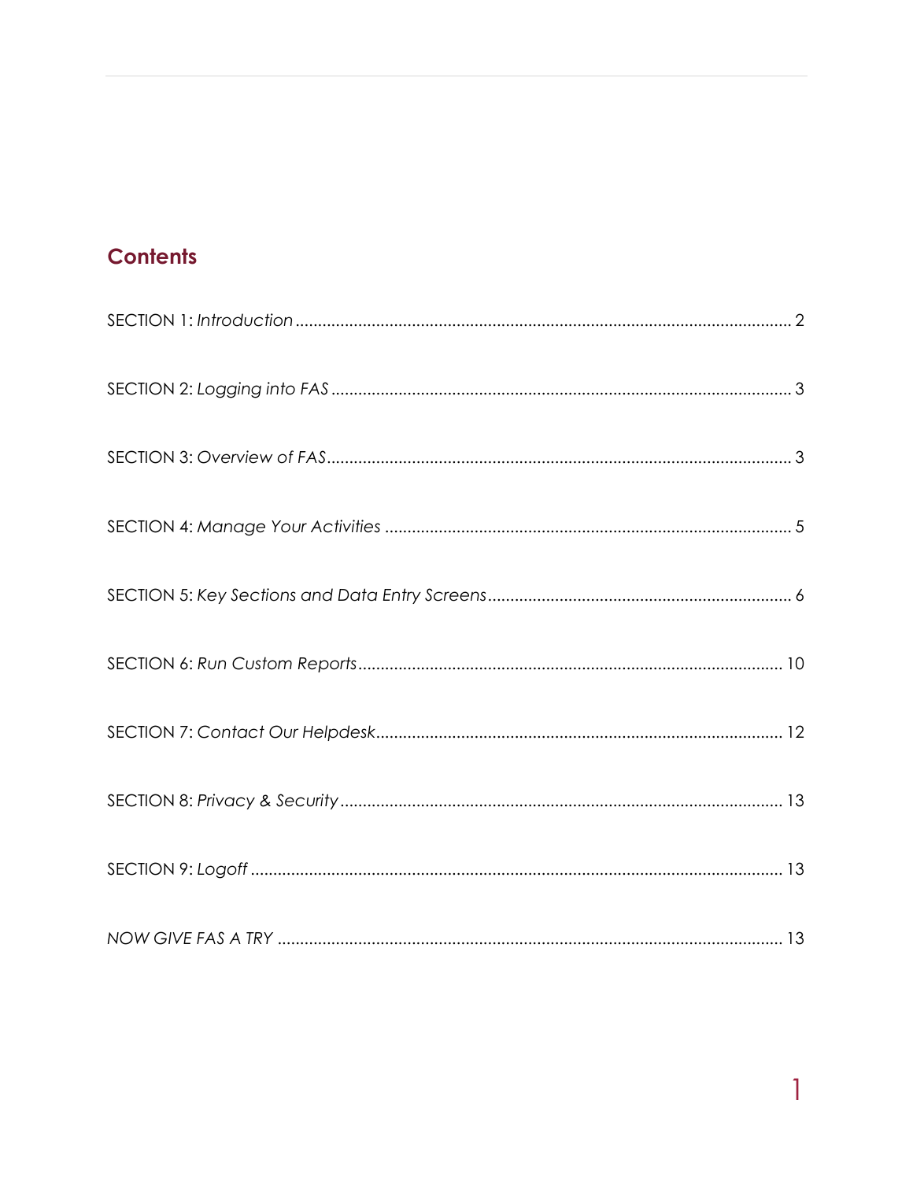## Contents

SECTION 1: *Introduction* .......... 2

SECTION 2: *Logging into FAS* .......... 3

SECTION 3: *Overview of FAS* .......... 3

SECTION 4: *Manage Your Activities* .......... 5

SECTION 5: *Key Sections and Data Entry Screens* .......... 6

SECTION 6: *Run Custom Reports* .......... 10

SECTION 7: *Contact Our Helpdesk* .......... 12

SECTION 8: *Privacy & Security* .......... 13

SECTION 9: *Logoff* .......... 13

*NOW GIVE FAS A TRY* .......... 13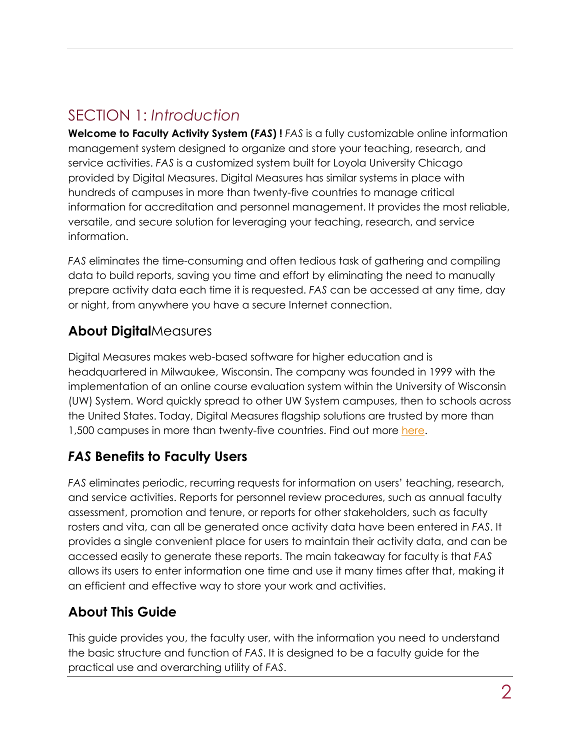# SECTION 1: *Introduction*

**Welcome to Faculty Activity System (*FAS*) !** *FAS* is a fully customizable online information management system designed to organize and store your teaching, research, and service activities. *FAS* is a customized system built for Loyola University Chicago provided by Digital Measures. Digital Measures has similar systems in place with hundreds of campuses in more than twenty-five countries to manage critical information for accreditation and personnel management. It provides the most reliable, versatile, and secure solution for leveraging your teaching, research, and service information.

*FAS* eliminates the time-consuming and often tedious task of gathering and compiling data to build reports, saving you time and effort by eliminating the need to manually prepare activity data each time it is requested. *FAS* can be accessed at any time, day or night, from anywhere you have a secure Internet connection.

## About DigitalMeasures

Digital Measures makes web-based software for higher education and is headquartered in Milwaukee, Wisconsin. The company was founded in 1999 with the implementation of an online course evaluation system within the University of Wisconsin (UW) System. Word quickly spread to other UW System campuses, then to schools across the United States. Today, Digital Measures flagship solutions are trusted by more than 1,500 campuses in more than twenty-five countries. Find out more here.

## *FAS* Benefits to Faculty Users

*FAS* eliminates periodic, recurring requests for information on users' teaching, research, and service activities. Reports for personnel review procedures, such as annual faculty assessment, promotion and tenure, or reports for other stakeholders, such as faculty rosters and vita, can all be generated once activity data have been entered in *FAS*. It provides a single convenient place for users to maintain their activity data, and can be accessed easily to generate these reports. The main takeaway for faculty is that *FAS* allows its users to enter information one time and use it many times after that, making it an efficient and effective way to store your work and activities.

## About This Guide

This guide provides you, the faculty user, with the information you need to understand the basic structure and function of *FAS*. It is designed to be a faculty guide for the practical use and overarching utility of *FAS*.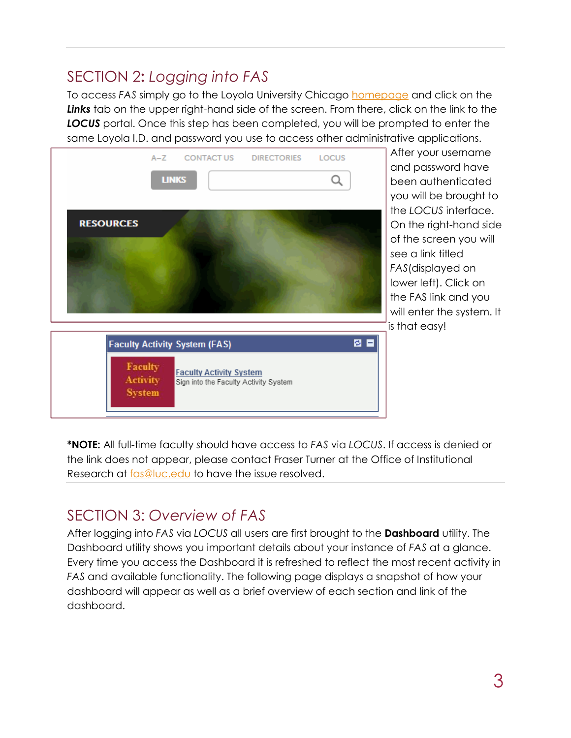## SECTION 2: *Logging into FAS*

To access *FAS* simply go to the Loyola University Chicago homepage and click on the ***Links*** tab on the upper right-hand side of the screen. From there, click on the link to the ***LOCUS*** portal. Once this step has been completed, you will be prompted to enter the same Loyola I.D. and password you use to access other administrative applications.

After your username and password have been authenticated you will be brought to the *LOCUS* interface. On the right-hand side of the screen you will see a link titled *FAS*(displayed on lower left). Click on the FAS link and you will enter the system. It is that easy!

**\*NOTE:** All full-time faculty should have access to *FAS* via *LOCUS*. If access is denied or the link does not appear, please contact Fraser Turner at the Office of Institutional Research at fas@luc.edu to have the issue resolved.

## SECTION 3: *Overview of FAS*

After logging into *FAS* via *LOCUS* all users are first brought to the **Dashboard** utility. The Dashboard utility shows you important details about your instance of *FAS* at a glance. Every time you access the Dashboard it is refreshed to reflect the most recent activity in *FAS* and available functionality. The following page displays a snapshot of how your dashboard will appear as well as a brief overview of each section and link of the dashboard.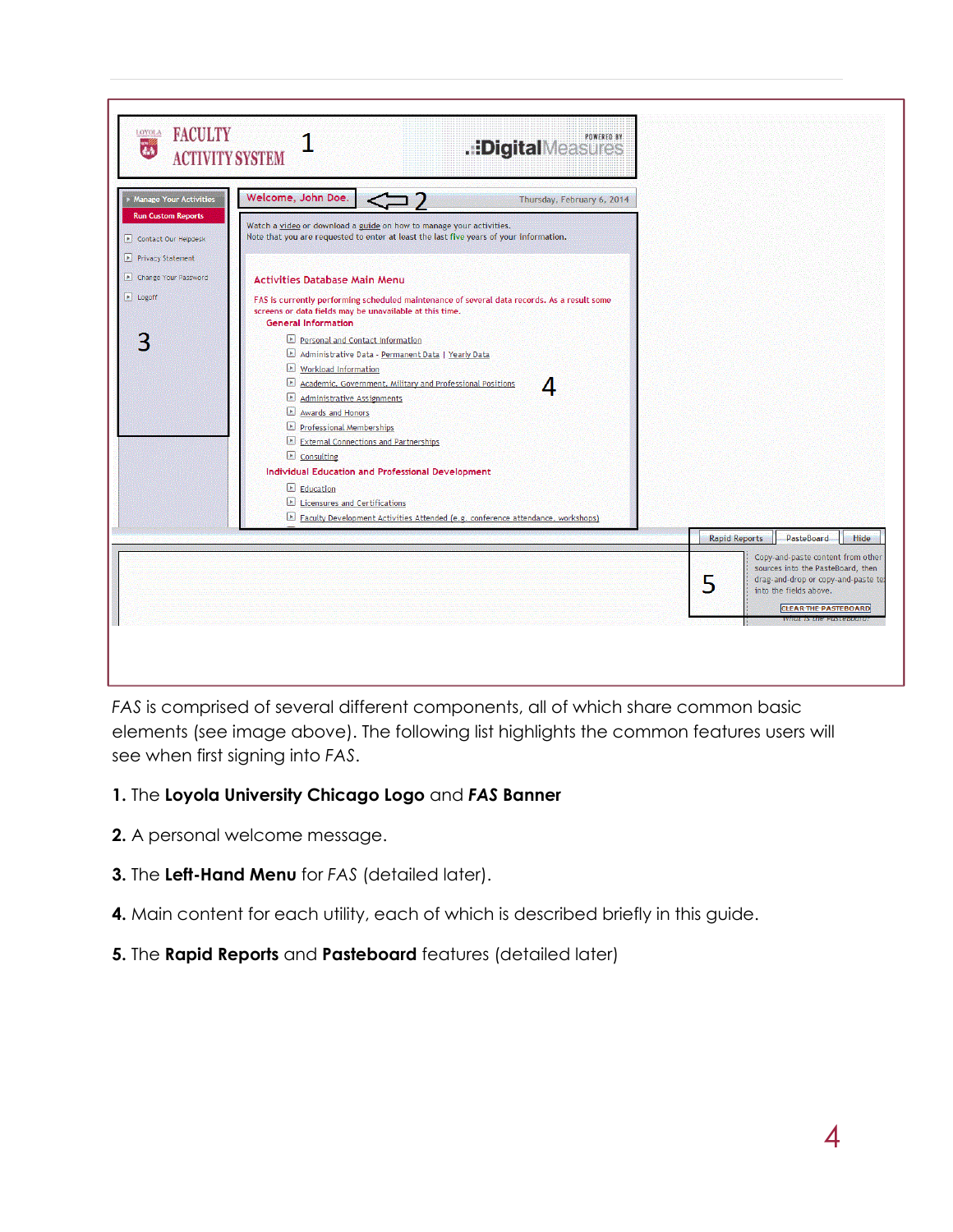*FAS* is comprised of several different components, all of which share common basic elements (see image above). The following list highlights the common features users will see when first signing into *FAS*.

**1.** The **Loyola University Chicago Logo** and ***FAS* Banner**

**2.** A personal welcome message.

**3.** The **Left-Hand Menu** for *FAS* (detailed later).

**4.** Main content for each utility, each of which is described briefly in this guide.

**5.** The **Rapid Reports** and **Pasteboard** features (detailed later)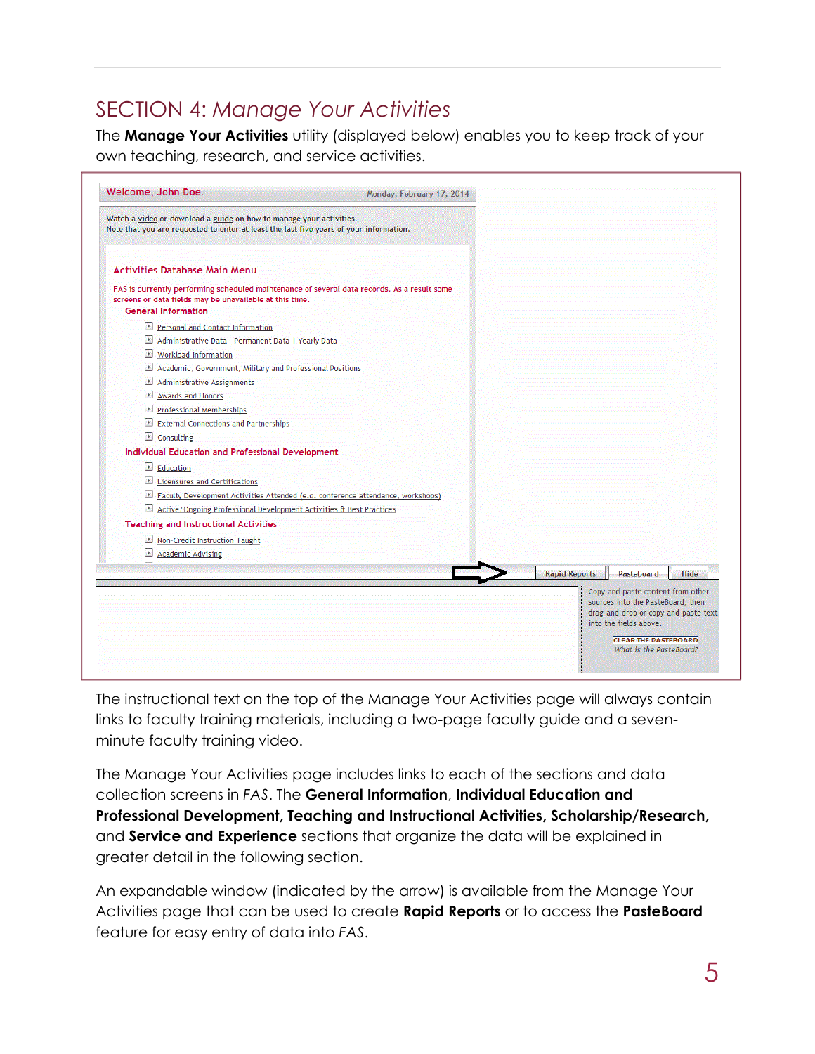# SECTION 4: *Manage Your Activities*

The **Manage Your Activities** utility (displayed below) enables you to keep track of your own teaching, research, and service activities.

The instructional text on the top of the Manage Your Activities page will always contain links to faculty training materials, including a two-page faculty guide and a seven-minute faculty training video.

The Manage Your Activities page includes links to each of the sections and data collection screens in *FAS*. The **General Information**, **Individual Education and Professional Development**, **Teaching and Instructional Activities**, **Scholarship/Research,** and **Service and Experience** sections that organize the data will be explained in greater detail in the following section.

An expandable window (indicated by the arrow) is available from the Manage Your Activities page that can be used to create **Rapid Reports** or to access the **PasteBoard** feature for easy entry of data into *FAS*.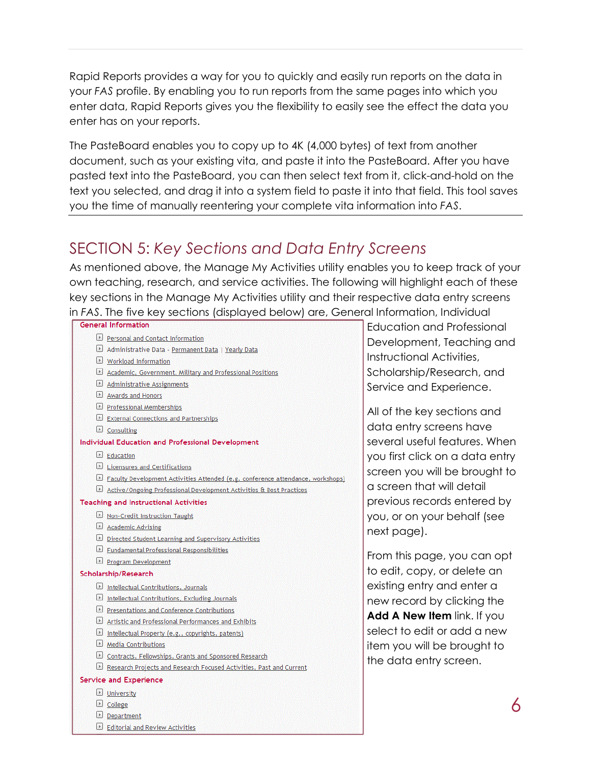Rapid Reports provides a way for you to quickly and easily run reports on the data in your *FAS* profile. By enabling you to run reports from the same pages into which you enter data, Rapid Reports gives you the flexibility to easily see the effect the data you enter has on your reports.

The PasteBoard enables you to copy up to 4K (4,000 bytes) of text from another document, such as your existing vita, and paste it into the PasteBoard. After you have pasted text into the PasteBoard, you can then select text from it, click-and-hold on the text you selected, and drag it into a system field to paste it into that field. This tool saves you the time of manually reentering your complete vita information into *FAS*.

## SECTION 5: *Key Sections and Data Entry Screens*

As mentioned above, the Manage My Activities utility enables you to keep track of your own teaching, research, and service activities. The following will highlight each of these key sections in the Manage My Activities utility and their respective data entry screens in *FAS*. The five key sections (displayed below) are, General Information, Individual Education and Professional Development, Teaching and Instructional Activities, Scholarship/Research, and Service and Experience.

**General Information**

- Personal and Contact Information
- Administrative Data - Permanent Data | Yearly Data
- Workload Information
- Academic, Government, Military and Professional Positions
- Administrative Assignments
- Awards and Honors
- Professional Memberships
- External Connections and Partnerships
- Consulting

**Individual Education and Professional Development**

- Education
- Licensures and Certifications
- Faculty Development Activities Attended (e.g. conference attendance, workshops)
- Active/Ongoing Professional Development Activities & Best Practices

**Teaching and Instructional Activities**

- Non-Credit Instruction Taught
- Academic Advising
- Directed Student Learning and Supervisory Activities
- Fundamental Professional Responsibilities
- Program Development

**Scholarship/Research**

- Intellectual Contributions, Journals
- Intellectual Contributions, Excluding Journals
- Presentations and Conference Contributions
- Artistic and Professional Performances and Exhibits
- Intellectual Property (e.g., copyrights, patents)
- Media Contributions
- Contracts, Fellowships, Grants and Sponsored Research
- Research Projects and Research Focused Activities, Past and Current

**Service and Experience**

- University
- College
- Department
- Editorial and Review Activities

All of the key sections and data entry screens have several useful features. When you first click on a data entry screen you will be brought to a screen that will detail previous records entered by you, or on your behalf (see next page).

From this page, you can opt to edit, copy, or delete an existing entry and enter a new record by clicking the **Add A New Item** link. If you select to edit or add a new item you will be brought to the data entry screen.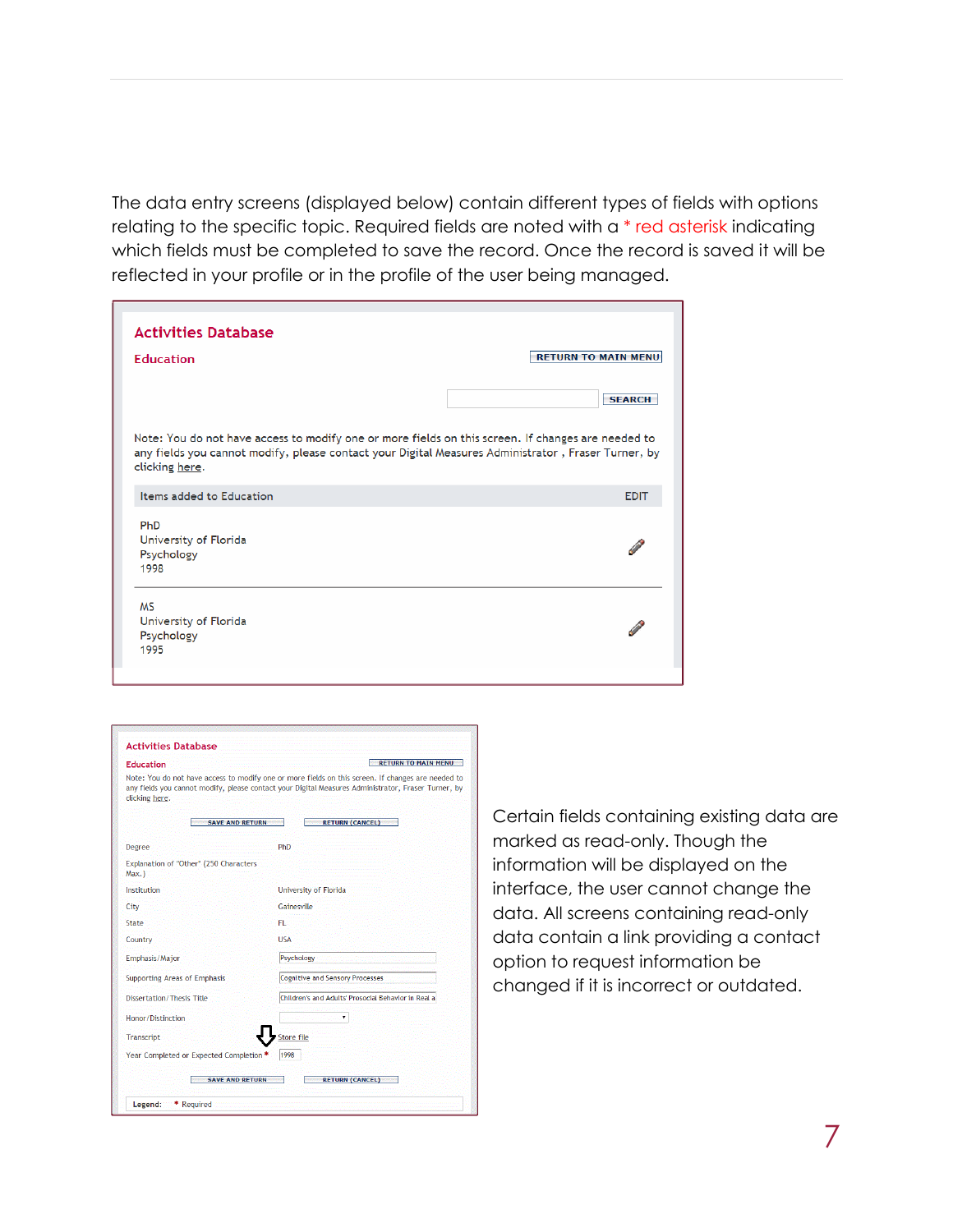The data entry screens (displayed below) contain different types of fields with options relating to the specific topic. Required fields are noted with a * red asterisk indicating which fields must be completed to save the record. Once the record is saved it will be reflected in your profile or in the profile of the user being managed.

**Activities Database**

**Education**

RETURN TO MAIN MENU

SEARCH

Note: You do not have access to modify one or more fields on this screen. If changes are needed to any fields you cannot modify, please contact your Digital Measures Administrator, Fraser Turner, by clicking here.

| Items added to Education | EDIT |
|---|---|
| PhD<br>University of Florida<br>Psychology<br>1998 | |
| MS<br>University of Florida<br>Psychology<br>1995 | |

**Activities Database**

**Education**

RETURN TO MAIN MENU

Note: You do not have access to modify one or more fields on this screen. If changes are needed to any fields you cannot modify, please contact your Digital Measures Administrator, Fraser Turner, by clicking here.

SAVE AND RETURN | RETURN (CANCEL)

| | |
|---|---|
| Degree | PhD |
| Explanation of "Other" (250 Characters Max.) | |
| Institution | University of Florida |
| City | Gainesville |
| State | FL |
| Country | USA |
| Emphasis/Major | Psychology |
| Supporting Areas of Emphasis | Cognitive and Sensory Processes |
| Dissertation/Thesis Title | Children's and Adults' Prosocial Behavior in Real a |
| Honor/Distinction | |
| Transcript | Store file |
| Year Completed or Expected Completion * | 1998 |

SAVE AND RETURN | RETURN (CANCEL)

Legend: * Required

Certain fields containing existing data are marked as read-only. Though the information will be displayed on the interface, the user cannot change the data. All screens containing read-only data contain a link providing a contact option to request information be changed if it is incorrect or outdated.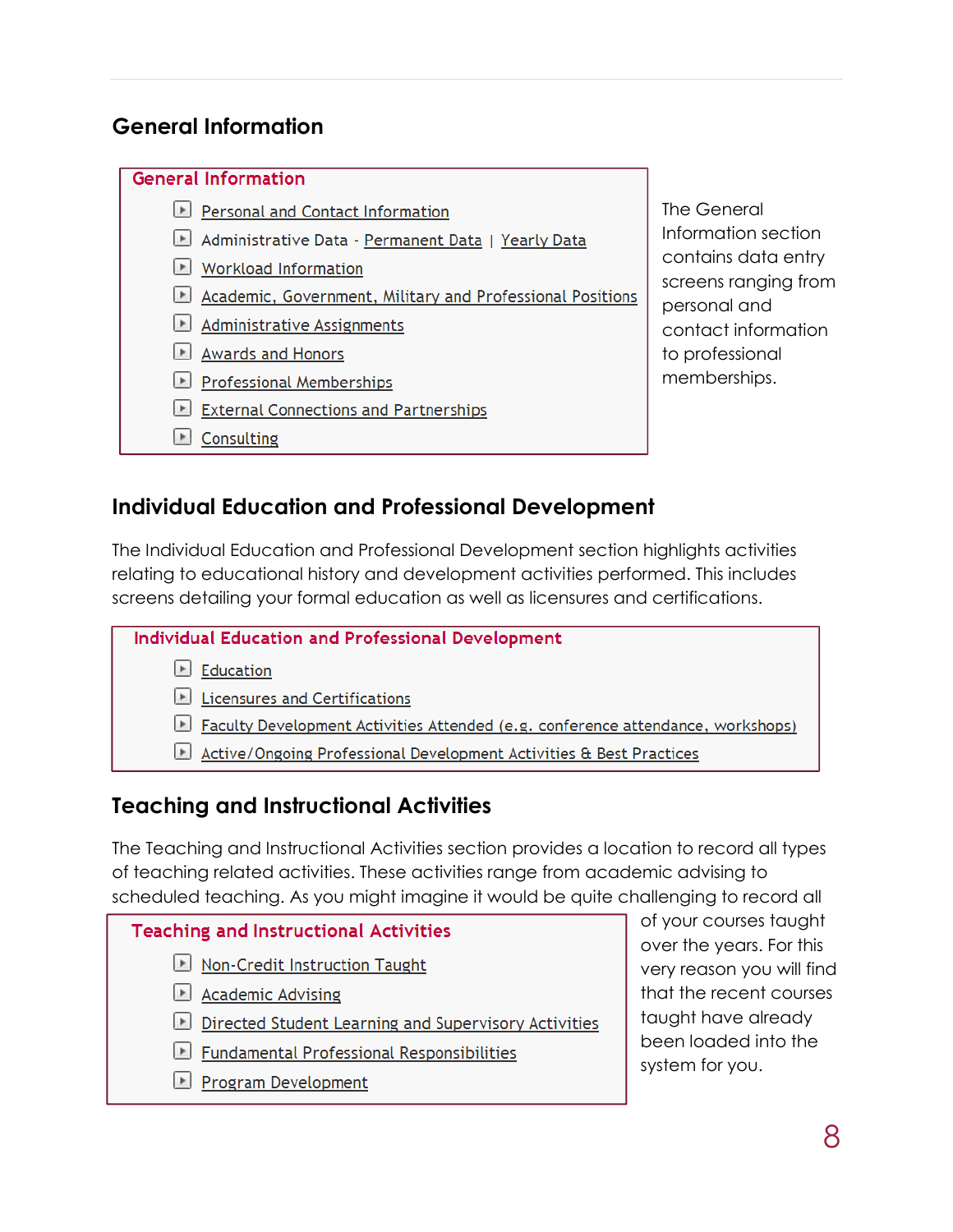## General Information

**General Information**

- Personal and Contact Information
- Administrative Data - Permanent Data | Yearly Data
- Workload Information
- Academic, Government, Military and Professional Positions
- Administrative Assignments
- Awards and Honors
- Professional Memberships
- External Connections and Partnerships
- Consulting

The General Information section contains data entry screens ranging from personal and contact information to professional memberships.

## Individual Education and Professional Development

The Individual Education and Professional Development section highlights activities relating to educational history and development activities performed. This includes screens detailing your formal education as well as licensures and certifications.

**Individual Education and Professional Development**

- Education
- Licensures and Certifications
- Faculty Development Activities Attended (e.g. conference attendance, workshops)
- Active/Ongoing Professional Development Activities & Best Practices

## Teaching and Instructional Activities

The Teaching and Instructional Activities section provides a location to record all types of teaching related activities. These activities range from academic advising to scheduled teaching. As you might imagine it would be quite challenging to record all of your courses taught over the years. For this very reason you will find that the recent courses taught have already been loaded into the system for you.

**Teaching and Instructional Activities**

- Non-Credit Instruction Taught
- Academic Advising
- Directed Student Learning and Supervisory Activities
- Fundamental Professional Responsibilities
- Program Development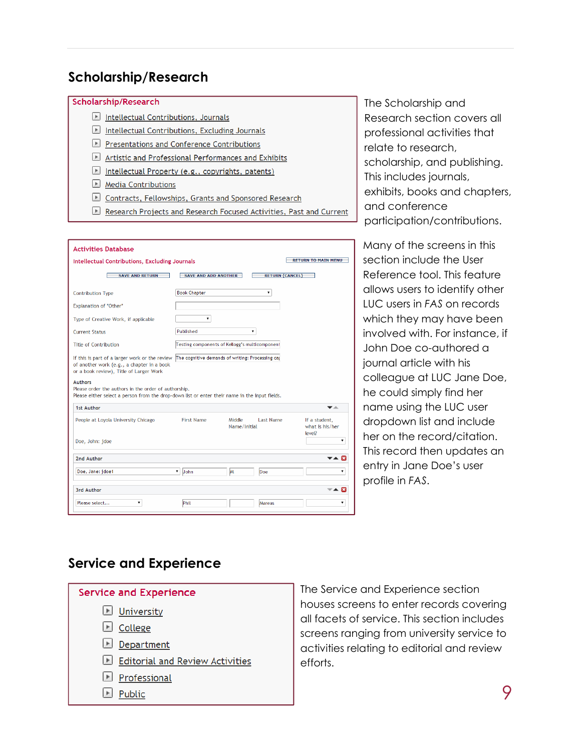## Scholarship/Research

**Scholarship/Research**

- Intellectual Contributions, Journals
- Intellectual Contributions, Excluding Journals
- Presentations and Conference Contributions
- Artistic and Professional Performances and Exhibits
- Intellectual Property (e.g., copyrights, patents)
- Media Contributions
- Contracts, Fellowships, Grants and Sponsored Research
- Research Projects and Research Focused Activities, Past and Current

The Scholarship and Research section covers all professional activities that relate to research, scholarship, and publishing. This includes journals, exhibits, books and chapters, and conference participation/contributions.

**Activities Database**

Intellectual Contributions, Excluding Journals

RETURN TO MAIN MENU

SAVE AND RETURN | SAVE AND ADD ANOTHER | RETURN (CANCEL)

| | |
|---|---|
| Contribution Type | Book Chapter |
| Explanation of "Other" | |
| Type of Creative Work, if applicable | |
| Current Status | Published |
| Title of Contribution | Testing components of Kellogg's multicomponent |
| If this is part of a larger work or the review of another work (e.g., a chapter in a book or a book review), Title of Larger Work | The cognitive demands of writing: Processing ca |

**Authors**

Please order the authors in the order of authorship.
Please either select a person from the drop-down list or enter their name in the input fields.

| | People at Loyola University Chicago | First Name | Middle Name/Initial | Last Name | If a student, what is his/her level? |
|---|---|---|---|---|---|
| 1st Author | Doe, John: jdoe | | | | |
| 2nd Author | Doe, Jane: jdoe1 | John | M | Doe | |
| 3rd Author | Please select... | Phil | | Mareas | |

Many of the screens in this section include the User Reference tool. This feature allows users to identify other LUC users in *FAS* on records which they may have been involved with. For instance, if John Doe co-authored a journal article with his colleague at LUC Jane Doe, he could simply find her name using the LUC user dropdown list and include her on the record/citation. This record then updates an entry in Jane Doe's user profile in *FAS*.

## Service and Experience

**Service and Experience**

- University
- College
- Department
- Editorial and Review Activities
- Professional
- Public

The Service and Experience section houses screens to enter records covering all facets of service. This section includes screens ranging from university service to activities relating to editorial and review efforts.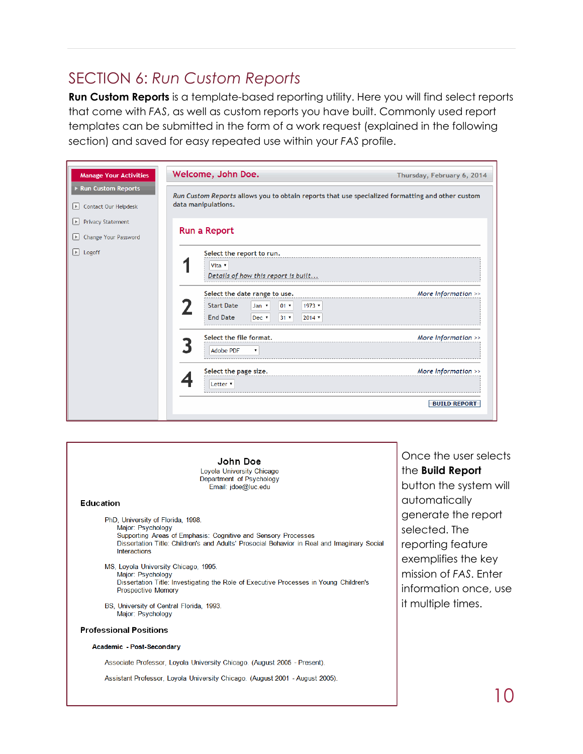# SECTION 6: *Run Custom Reports*

**Run Custom Reports** is a template-based reporting utility. Here you will find select reports that come with *FAS*, as well as custom reports you have built. Commonly used report templates can be submitted in the form of a work request (explained in the following section) and saved for easy repeated use within your *FAS* profile.

Manage Your Activities
- Run Custom Reports
- Contact Our Helpdesk
- Privacy Statement
- Change Your Password
- Logoff

**Welcome, John Doe.** Thursday, February 6, 2014

*Run Custom Reports* allows you to obtain reports that use specialized formatting and other custom data manipulations.

**Run a Report**

1 Select the report to run.
Vita
*Details of how this report is built...*

2 Select the date range to use. *More Information >>*
Start Date Jan 01 1973
End Date Dec 31 2014

3 Select the file format. *More Information >>*
Adobe PDF

4 Select the page size. *More Information >>*
Letter

BUILD REPORT

**John Doe**
Loyola University Chicago
Department of Psychology
Email: jdoe@luc.edu

**Education**

PhD, University of Florida, 1998.
Major: Psychology
Supporting Areas of Emphasis: Cognitive and Sensory Processes
Dissertation Title: Children's and Adults' Prosocial Behavior in Real and Imaginary Social Interactions

MS, Loyola University Chicago, 1995.
Major: Psychology
Dissertation Title: Investigating the Role of Executive Processes in Young Children's Prospective Memory

BS, University of Central Florida, 1993.
Major: Psychology

**Professional Positions**

**Academic - Post-Secondary**

Associate Professor, Loyola University Chicago. (August 2005 - Present).

Assistant Professor, Loyola University Chicago. (August 2001 - August 2005).

Once the user selects the **Build Report** button the system will automatically generate the report selected. The reporting feature exemplifies the key mission of *FAS*. Enter information once, use it multiple times.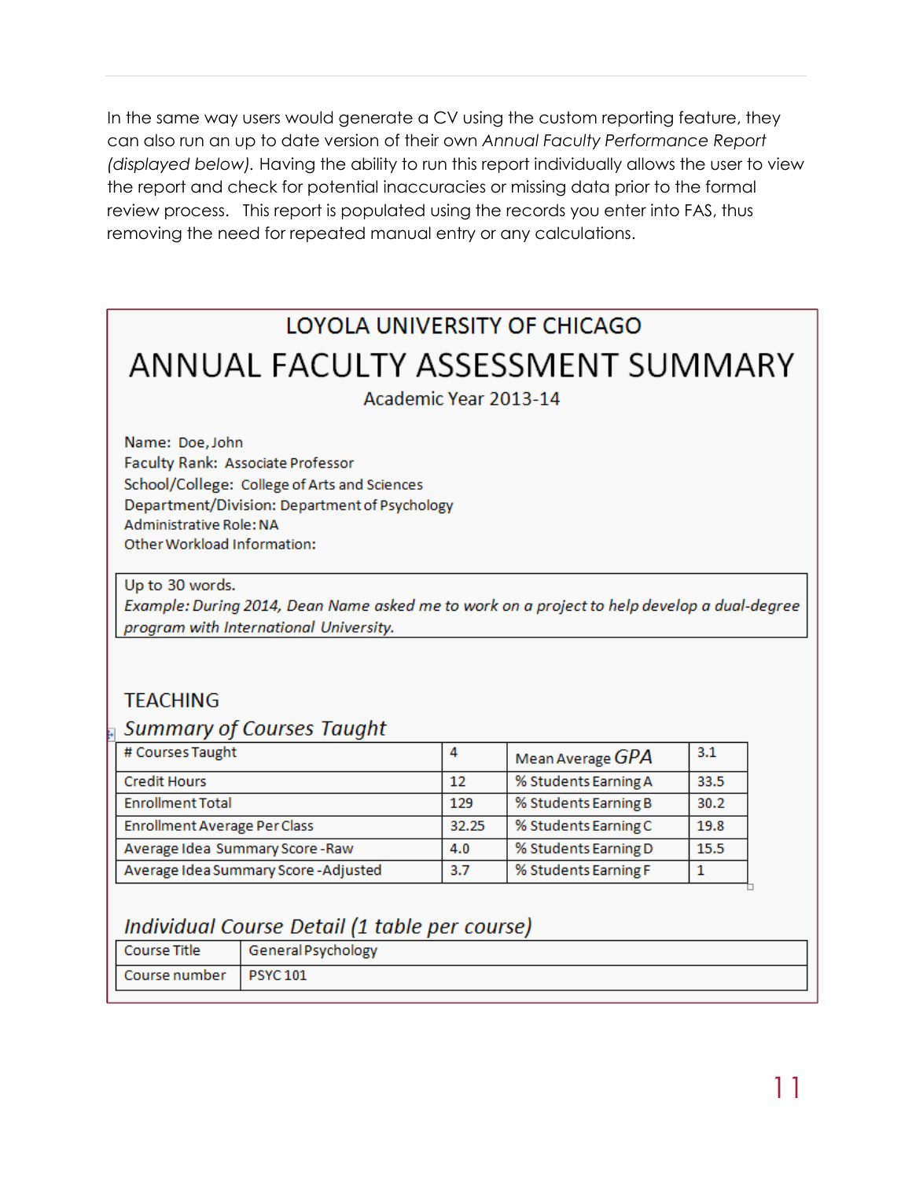In the same way users would generate a CV using the custom reporting feature, they can also run an up to date version of their own *Annual Faculty Performance Report (displayed below).* Having the ability to run this report individually allows the user to view the report and check for potential inaccuracies or missing data prior to the formal review process. This report is populated using the records you enter into FAS, thus removing the need for repeated manual entry or any calculations.

LOYOLA UNIVERSITY OF CHICAGO

# ANNUAL FACULTY ASSESSMENT SUMMARY

Academic Year 2013-14

Name: Doe, John
Faculty Rank: Associate Professor
School/College: College of Arts and Sciences
Department/Division: Department of Psychology
Administrative Role: NA
Other Workload Information:

| |
|---|
| Up to 30 words.<br>*Example: During 2014, Dean Name asked me to work on a project to help develop a dual-degree program with International University.* |

## TEACHING

### *Summary of Courses Taught*

| | | | |
|---|---|---|---|
| # Courses Taught | 4 | Mean Average *GPA* | 3.1 |
| Credit Hours | 12 | % Students Earning A | 33.5 |
| Enrollment Total | 129 | % Students Earning B | 30.2 |
| Enrollment Average Per Class | 32.25 | % Students Earning C | 19.8 |
| Average Idea Summary Score -Raw | 4.0 | % Students Earning D | 15.5 |
| Average Idea Summary Score -Adjusted | 3.7 | % Students Earning F | 1 |

### *Individual Course Detail (1 table per course)*

| | |
|---|---|
| Course Title | General Psychology |
| Course number | PSYC 101 |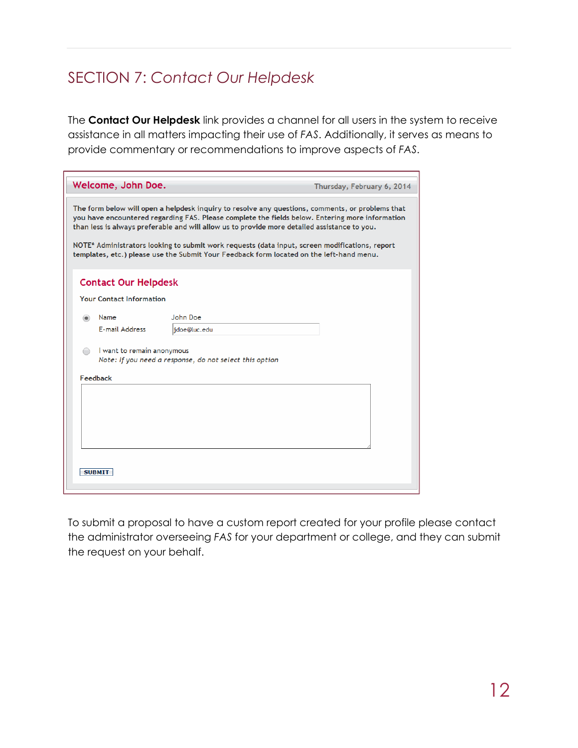# SECTION 7: *Contact Our Helpdesk*

The **Contact Our Helpdesk** link provides a channel for all users in the system to receive assistance in all matters impacting their use of *FAS*. Additionally, it serves as means to provide commentary or recommendations to improve aspects of *FAS*.

Welcome, John Doe.

Thursday, February 6, 2014

The form below will open a helpdesk inquiry to resolve any questions, comments, or problems that you have encountered regarding FAS. Please complete the fields below. Entering more information than less is always preferable and will allow us to provide more detailed assistance to you.

NOTE* Administrators looking to submit work requests (data input, screen modifications, report templates, etc.) please use the Submit Your Feedback form located on the left-hand menu.

Contact Our Helpdesk

Your Contact Information

Name: John Doe

E-mail Address: jdoe@luc.edu

I want to remain anonymous

*Note: If you need a response, do not select this option*

Feedback

SUBMIT

To submit a proposal to have a custom report created for your profile please contact the administrator overseeing *FAS* for your department or college, and they can submit the request on your behalf.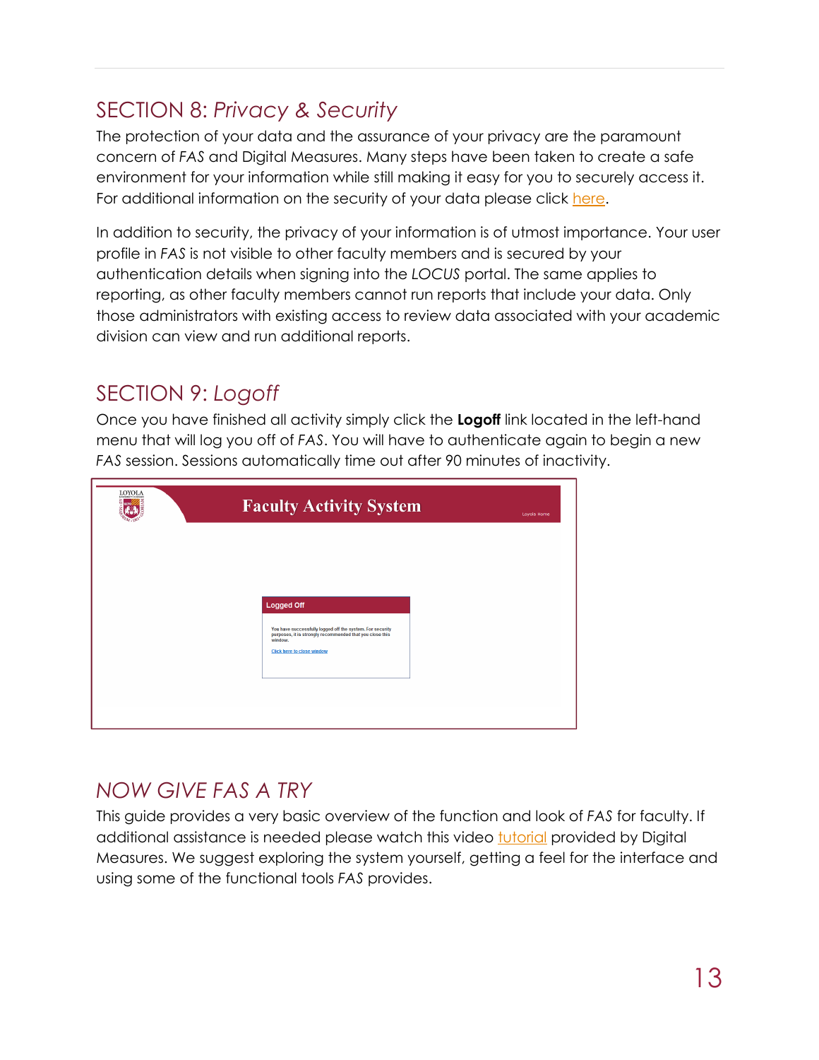## SECTION 8: *Privacy & Security*

The protection of your data and the assurance of your privacy are the paramount concern of *FAS* and Digital Measures. Many steps have been taken to create a safe environment for your information while still making it easy for you to securely access it. For additional information on the security of your data please click here.

In addition to security, the privacy of your information is of utmost importance. Your user profile in *FAS* is not visible to other faculty members and is secured by your authentication details when signing into the *LOCUS* portal. The same applies to reporting, as other faculty members cannot run reports that include your data. Only those administrators with existing access to review data associated with your academic division can view and run additional reports.

## SECTION 9: *Logoff*

Once you have finished all activity simply click the **Logoff** link located in the left-hand menu that will log you off of *FAS*. You will have to authenticate again to begin a new *FAS* session. Sessions automatically time out after 90 minutes of inactivity.

## *NOW GIVE FAS A TRY*

This guide provides a very basic overview of the function and look of *FAS* for faculty. If additional assistance is needed please watch this video tutorial provided by Digital Measures. We suggest exploring the system yourself, getting a feel for the interface and using some of the functional tools *FAS* provides.